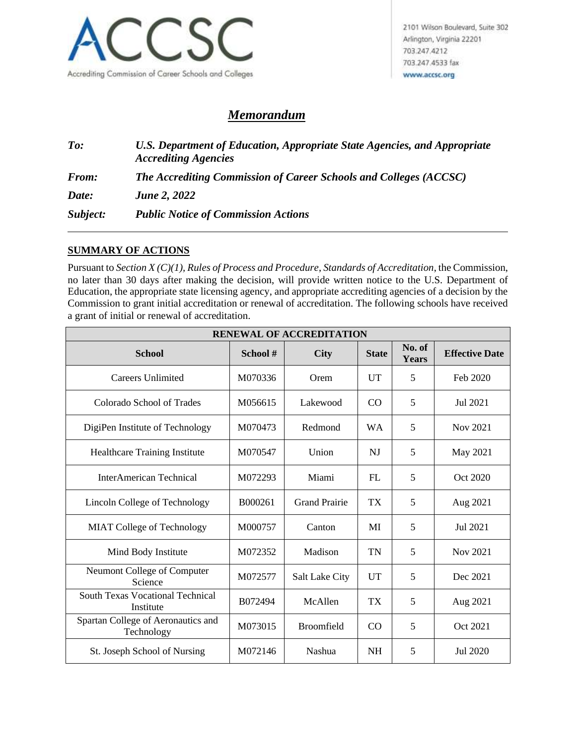ACCSC

Accrediting Commission of Career Schools and Colleges

2101 Wilson Boulevard, Suite 302
Arlington, Virginia 22201
703.247.4212
703.247.4533 fax
www.accsc.org

# *Memorandum*

| | |
|---|---|
| ***To:*** | ***U.S. Department of Education, Appropriate State Agencies, and Appropriate Accrediting Agencies*** |
| ***From:*** | ***The Accrediting Commission of Career Schools and Colleges (ACCSC)*** |
| ***Date:*** | ***June 2, 2022*** |
| ***Subject:*** | ***Public Notice of Commission Actions*** |

## SUMMARY OF ACTIONS

Pursuant to *Section X (C)(1), Rules of Process and Procedure, Standards of Accreditation*, the Commission, no later than 30 days after making the decision, will provide written notice to the U.S. Department of Education, the appropriate state licensing agency, and appropriate accrediting agencies of a decision by the Commission to grant initial accreditation or renewal of accreditation. The following schools have received a grant of initial or renewal of accreditation.

| RENEWAL OF ACCREDITATION | | | | | |
|---|---|---|---|---|---|
| **School** | **School #** | **City** | **State** | **No. of Years** | **Effective Date** |
| Careers Unlimited | M070336 | Orem | UT | 5 | Feb 2020 |
| Colorado School of Trades | M056615 | Lakewood | CO | 5 | Jul 2021 |
| DigiPen Institute of Technology | M070473 | Redmond | WA | 5 | Nov 2021 |
| Healthcare Training Institute | M070547 | Union | NJ | 5 | May 2021 |
| InterAmerican Technical | M072293 | Miami | FL | 5 | Oct 2020 |
| Lincoln College of Technology | B000261 | Grand Prairie | TX | 5 | Aug 2021 |
| MIAT College of Technology | M000757 | Canton | MI | 5 | Jul 2021 |
| Mind Body Institute | M072352 | Madison | TN | 5 | Nov 2021 |
| Neumont College of Computer Science | M072577 | Salt Lake City | UT | 5 | Dec 2021 |
| South Texas Vocational Technical Institute | B072494 | McAllen | TX | 5 | Aug 2021 |
| Spartan College of Aeronautics and Technology | M073015 | Broomfield | CO | 5 | Oct 2021 |
| St. Joseph School of Nursing | M072146 | Nashua | NH | 5 | Jul 2020 |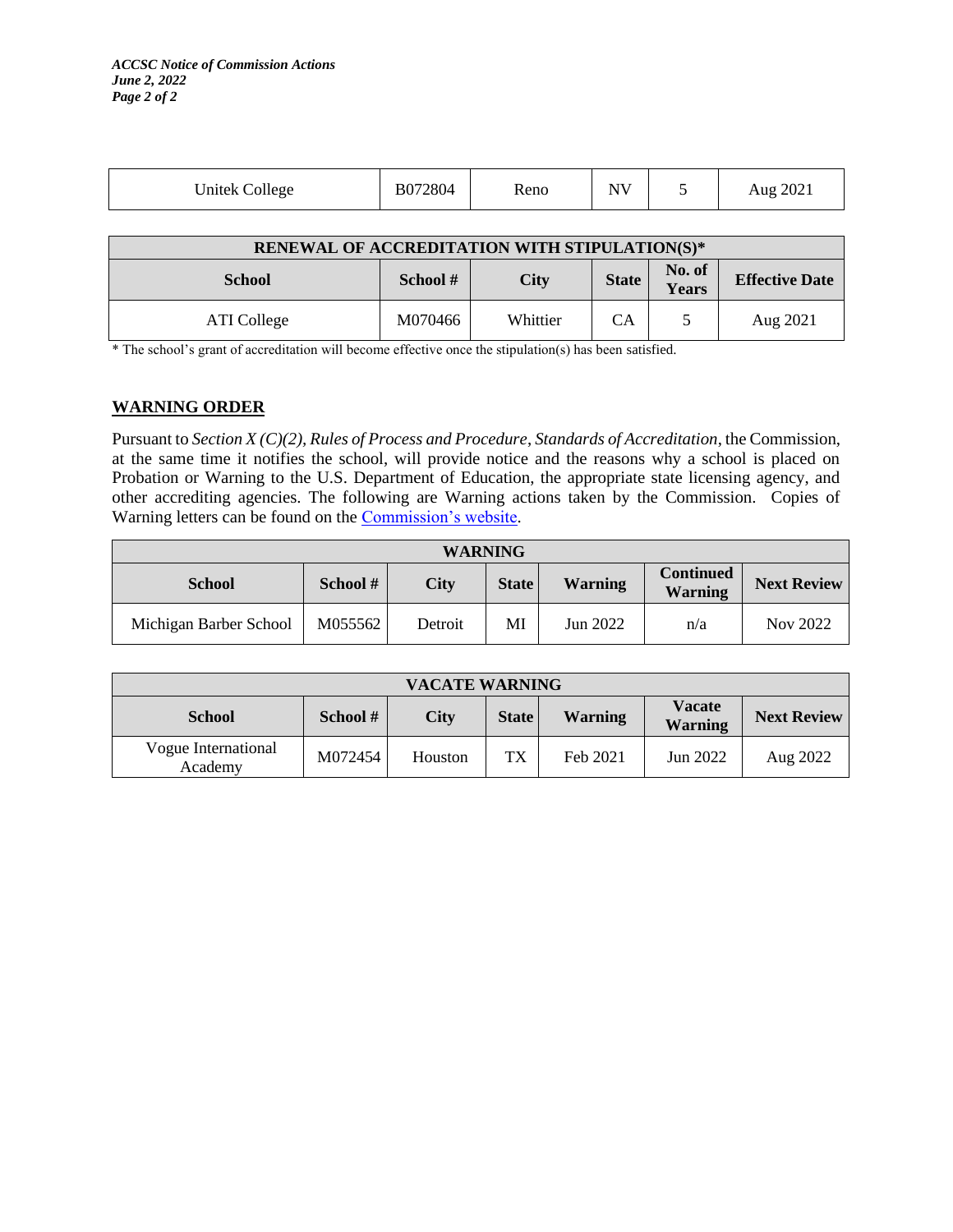| | | | | | |
|---|---|---|---|---|---|
| Unitek College | B072804 | Reno | NV | 5 | Aug 2021 |

| RENEWAL OF ACCREDITATION WITH STIPULATION(S)* | | | | | |
|---|---|---|---|---|---|
| **School** | **School #** | **City** | **State** | **No. of Years** | **Effective Date** |
| ATI College | M070466 | Whittier | CA | 5 | Aug 2021 |

* The school's grant of accreditation will become effective once the stipulation(s) has been satisfied.

## WARNING ORDER

Pursuant to *Section X (C)(2), Rules of Process and Procedure, Standards of Accreditation*, the Commission, at the same time it notifies the school, will provide notice and the reasons why a school is placed on Probation or Warning to the U.S. Department of Education, the appropriate state licensing agency, and other accrediting agencies. The following are Warning actions taken by the Commission. Copies of Warning letters can be found on the Commission's website.

| WARNING | | | | | | |
|---|---|---|---|---|---|---|
| **School** | **School #** | **City** | **State** | **Warning** | **Continued Warning** | **Next Review** |
| Michigan Barber School | M055562 | Detroit | MI | Jun 2022 | n/a | Nov 2022 |

| VACATE WARNING | | | | | | |
|---|---|---|---|---|---|---|
| **School** | **School #** | **City** | **State** | **Warning** | **Vacate Warning** | **Next Review** |
| Vogue International Academy | M072454 | Houston | TX | Feb 2021 | Jun 2022 | Aug 2022 |